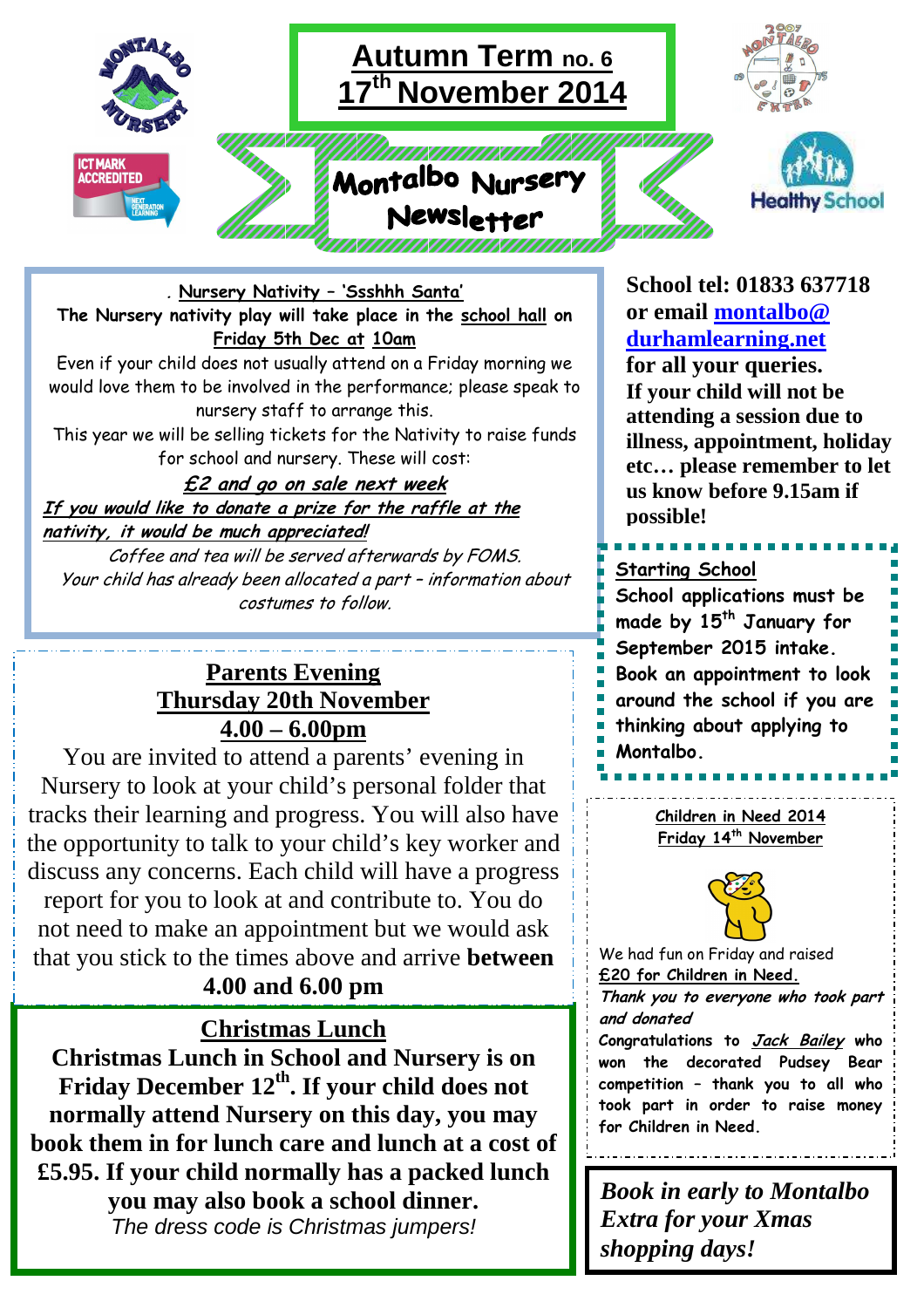# Autumn Term no. 6
## 17th November 2014

# Montalbo Nursery Newsletter

ICT MARK ACCREDITED

Healthy School

### Nursery Nativity – 'Ssshhh Santa'

**The Nursery nativity play will take place in the school hall on Friday 5th Dec at 10am**

Even if your child does not usually attend on a Friday morning we would love them to be involved in the performance; please speak to nursery staff to arrange this.

This year we will be selling tickets for the Nativity to raise funds for school and nursery. These will cost:

***£2 and go on sale next week***

***If you would like to donate a prize for the raffle at the nativity, it would be much appreciated!***

*Coffee and tea will be served afterwards by FOMS.*

*Your child has already been allocated a part – information about costumes to follow.*

**School tel: 01833 637718 or email montalbo@durhamlearning.net for all your queries.**

**If your child will not be attending a session due to illness, appointment, holiday etc… please remember to let us know before 9.15am if possible!**

### Starting School

**School applications must be made by 15th January for September 2015 intake.**

**Book an appointment to look around the school if you are thinking about applying to Montalbo.**

## Parents Evening
## Thursday 20th November
## 4.00 – 6.00pm

You are invited to attend a parents' evening in Nursery to look at your child's personal folder that tracks their learning and progress. You will also have the opportunity to talk to your child's key worker and discuss any concerns. Each child will have a progress report for you to look at and contribute to. You do not need to make an appointment but we would ask that you stick to the times above and arrive **between 4.00 and 6.00 pm**

### Children in Need 2014
### Friday 14th November

We had fun on Friday and raised £20 for Children in Need.

*Thank you to everyone who took part and donated*

Congratulations to ***Jack Bailey*** who won the decorated Pudsey Bear competition – thank you to all who took part in order to raise money for Children in Need.

## Christmas Lunch

**Christmas Lunch in School and Nursery is on Friday December 12th. If your child does not normally attend Nursery on this day, you may book them in for lunch care and lunch at a cost of £5.95. If your child normally has a packed lunch you may also book a school dinner.**

*The dress code is Christmas jumpers!*

***Book in early to Montalbo Extra for your Xmas shopping days!***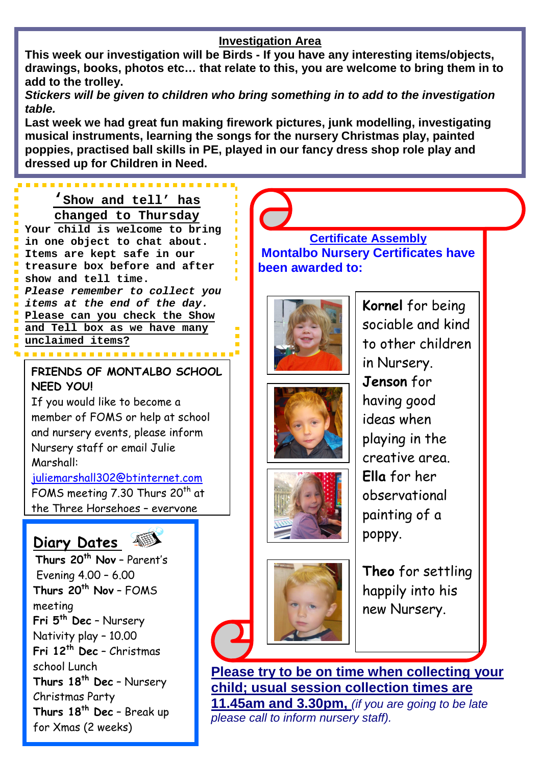## Investigation Area

**This week our investigation will be Birds - If you have any interesting items/objects, drawings, books, photos etc… that relate to this, you are welcome to bring them in to add to the trolley.**

***Stickers will be given to children who bring something in to add to the investigation table.***

**Last week we had great fun making firework pictures, junk modelling, investigating musical instruments, learning the songs for the nursery Christmas play, painted poppies, practised ball skills in PE, played in our fancy dress shop role play and dressed up for Children in Need.**

## 'Show and tell' has changed to Thursday

**Your child is welcome to bring in one object to chat about. Items are kept safe in our treasure box before and after show and tell time.**

***Please remember to collect you items at the end of the day.***

**Please can you check the Show and Tell box as we have many unclaimed items?**

## FRIENDS OF MONTALBO SCHOOL NEED YOU!

If you would like to become a member of FOMS or help at school and nursery events, please inform Nursery staff or email Julie Marshall:

juliemarshall302@btinternet.com

FOMS meeting 7.30 Thurs 20th at the Three Horseshoes – everyone

## Diary Dates

**Thurs 20th Nov** – Parent's Evening 4.00 – 6.00

**Thurs 20th Nov** – FOMS meeting

**Fri 5th Dec** – Nursery Nativity play – 10.00

**Fri 12th Dec** – Christmas school Lunch

**Thurs 18th Dec** – Nursery Christmas Party

**Thurs 18th Dec** – Break up for Xmas (2 weeks)

## Certificate Assembly

**Montalbo Nursery Certificates have been awarded to:**

**Kornel** for being sociable and kind to other children in Nursery.

**Jenson** for having good ideas when playing in the creative area.

**Ella** for her observational painting of a poppy.

**Theo** for settling happily into his new Nursery.

**Please try to be on time when collecting your child; usual session collection times are 11.45am and 3.30pm,** *(if you are going to be late please call to inform nursery staff).*